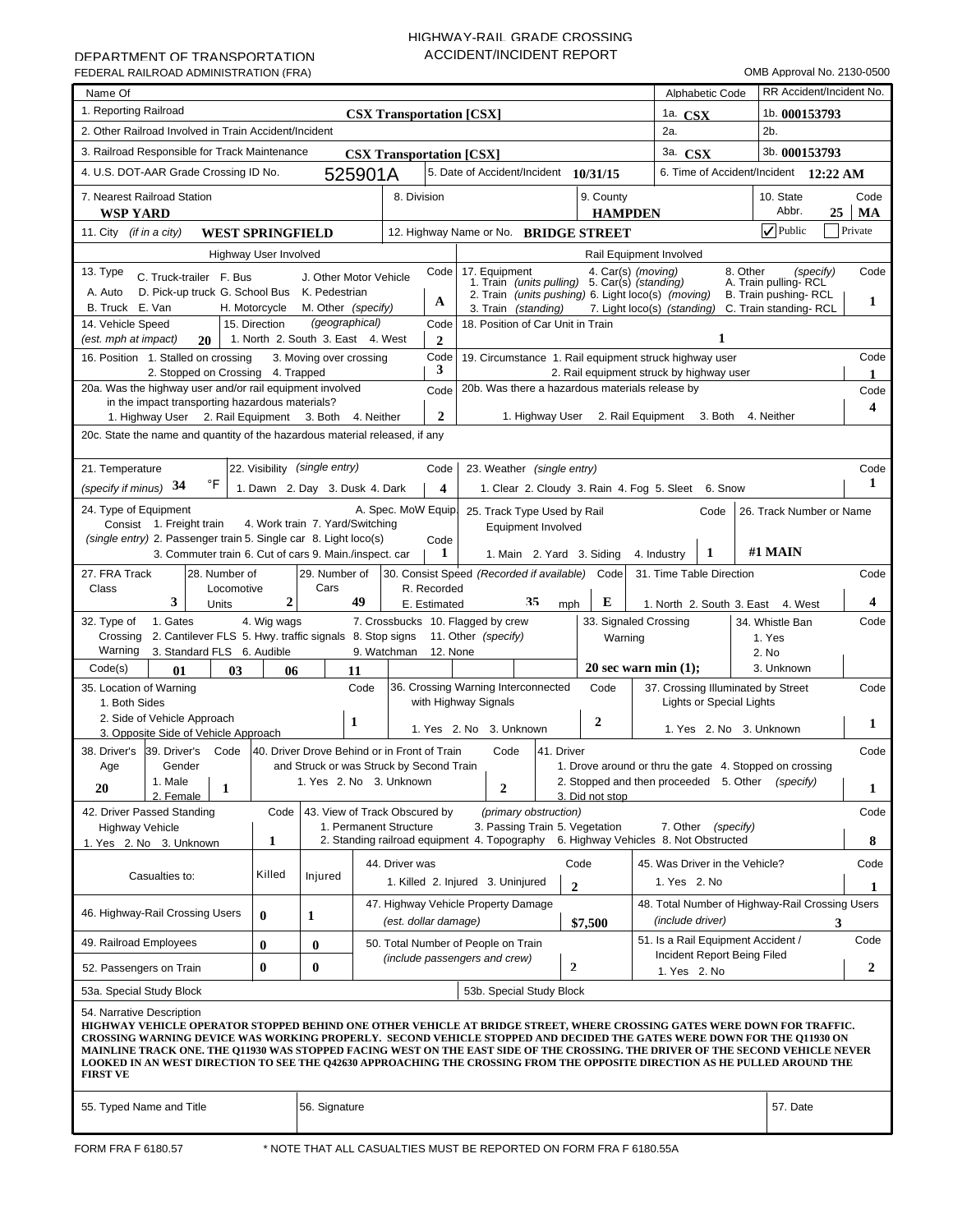DEPARTMENT OF TRANSPORTATION
FEDERAL RAILROAD ADMINISTRATION (FRA)

# HIGHWAY-RAIL GRADE CROSSING ACCIDENT/INCIDENT REPORT

OMB Approval No. 2130-0500

| Name Of | | Alphabetic Code | RR Accident/Incident No. |
|---|---|---|---|
| 1. Reporting Railroad | CSX Transportation [CSX] | 1a. CSX | 1b. 000153793 |
| 2. Other Railroad Involved in Train Accident/Incident | | 2a. | 2b. |
| 3. Railroad Responsible for Track Maintenance | CSX Transportation [CSX] | 3a. CSX | 3b. 000153793 |

| 4. U.S. DOT-AAR Grade Crossing ID No. | 5. Date of Accident/Incident | 6. Time of Accident/Incident |
|---|---|---|
| 525901A | 10/31/15 | 12:22 AM |

| 7. Nearest Railroad Station | 8. Division | 9. County | 10. State Abbr. | Code |
|---|---|---|---|---|
| WSP YARD | | HAMPDEN | MA | 25 |

| 11. City (if in a city) | 12. Highway Name or No. | Public/Private |
|---|---|---|
| WEST SPRINGFIELD | BRIDGE STREET | ☑ Public ☐ Private |

## Highway User Involved

| Field | Options | Code |
|---|---|---|
| 13. Type | A. Auto B. Truck C. Truck-trailer D. Pick-up truck E. Van F. Bus G. School Bus H. Motorcycle J. Other Motor Vehicle K. Pedestrian M. Other (specify) | A |
| 14. Vehicle Speed (est. mph at impact) | 20 | |
| 15. Direction (geographical) | 1. North 2. South 3. East 4. West | 2 |
| 16. Position | 1. Stalled on crossing 2. Stopped on Crossing 3. Moving over crossing 4. Trapped | 3 |
| 20a. Was the highway user and/or rail equipment involved in the impact transporting hazardous materials? | 1. Highway User 2. Rail Equipment 3. Both 4. Neither | 2 |

## Rail Equipment Involved

| Field | Options | Code |
|---|---|---|
| 17. Equipment | 1. Train (units pulling) 2. Train (units pushing) 3. Train (standing) 4. Car(s) (moving) 5. Car(s) (standing) 6. Light loco(s) (moving) 7. Light loco(s) (standing) 8. Other (specify) A. Train pulling- RCL B. Train pushing- RCL C. Train standing- RCL | 1 |
| 18. Position of Car Unit in Train | | 1 |
| 19. Circumstance | 1. Rail equipment struck highway user 2. Rail equipment struck by highway user | 1 |
| 20b. Was there a hazardous materials release by | 1. Highway User 2. Rail Equipment 3. Both 4. Neither | 4 |

20c. State the name and quantity of the hazardous material released, if any

| Field | Value / Options | Code |
|---|---|---|
| 21. Temperature (specify if minus) | 34 °F | |
| 22. Visibility (single entry) | 1. Dawn 2. Day 3. Dusk 4. Dark | 4 |
| 23. Weather (single entry) | 1. Clear 2. Cloudy 3. Rain 4. Fog 5. Sleet 6. Snow | 1 |
| 24. Type of Equipment Consist (single entry) | 1. Freight train 2. Passenger train 3. Commuter train 4. Work train 5. Single car 6. Cut of cars 7. Yard/Switching 8. Light loco(s) 9. Main./inspect. car A. Spec. MoW Equip. | 1 |
| 25. Track Type Used by Rail Equipment Involved | 1. Main 2. Yard 3. Siding 4. Industry | 1 |
| 26. Track Number or Name | #1 MAIN | |
| 27. FRA Track Class | 3 | |
| 28. Number of Locomotive Units | 2 | |
| 29. Number of Cars | 49 | |
| 30. Consist Speed (Recorded if available) R. Recorded E. Estimated | 35 mph | E |
| 31. Time Table Direction | 1. North 2. South 3. East 4. West | 4 |
| 32. Type of Crossing Warning | 1. Gates 2. Cantilever FLS 3. Standard FLS 4. Wig wags 5. Hwy. traffic signals 6. Audible 7. Crossbucks 8. Stop signs 9. Watchman 10. Flagged by crew 11. Other (specify) 12. None | Code(s): 01 03 06 11 |
| 33. Signaled Crossing Warning | 20 sec warn min (1); | |
| 34. Whistle Ban | 1. Yes 2. No 3. Unknown | |
| 35. Location of Warning | 1. Both Sides 2. Side of Vehicle Approach 3. Opposite Side of Vehicle Approach | 1 |
| 36. Crossing Warning Interconnected with Highway Signals | 1. Yes 2. No 3. Unknown | 2 |
| 37. Crossing Illuminated by Street Lights or Special Lights | 1. Yes 2. No 3. Unknown | 1 |
| 38. Driver's Age | 20 | |
| 39. Driver's Gender | 1. Male 2. Female | 1 |
| 40. Driver Drove Behind or in Front of Train and Struck or was Struck by Second Train | 1. Yes 2. No 3. Unknown | 2 |
| 41. Driver | 1. Drove around or thru the gate 2. Stopped and then proceeded 3. Did not stop 4. Stopped on crossing 5. Other (specify) | 1 |
| 42. Driver Passed Standing Highway Vehicle | 1. Yes 2. No 3. Unknown | 1 |
| 43. View of Track Obscured by (primary obstruction) | 1. Permanent Structure 2. Standing railroad equipment 3. Passing Train 4. Topography 5. Vegetation 6. Highway Vehicles 7. Other (specify) 8. Not Obstructed | 8 |

| Casualties to: | Killed | Injured |
|---|---|---|
| 46. Highway-Rail Crossing Users | 0 | 1 |
| 49. Railroad Employees | 0 | 0 |
| 52. Passengers on Train | 0 | 0 |

| Field | Value / Options | Code |
|---|---|---|
| 44. Driver was | 1. Killed 2. Injured 3. Uninjured | 2 |
| 45. Was Driver in the Vehicle? | 1. Yes 2. No | 1 |
| 47. Highway Vehicle Property Damage (est. dollar damage) | $7,500 | |
| 48. Total Number of Highway-Rail Crossing Users (include driver) | 3 | |
| 50. Total Number of People on Train (include passengers and crew) | 2 | |
| 51. Is a Rail Equipment Accident / Incident Report Being Filed | 1. Yes 2. No | 2 |

53a. Special Study Block

53b. Special Study Block

54. Narrative Description

HIGHWAY VEHICLE OPERATOR STOPPED BEHIND ONE OTHER VEHICLE AT BRIDGE STREET, WHERE CROSSING GATES WERE DOWN FOR TRAFFIC. CROSSING WARNING DEVICE WAS WORKING PROPERLY. SECOND VEHICLE STOPPED AND DECIDED THE GATES WERE DOWN FOR THE Q11930 ON MAINLINE TRACK ONE. THE Q11930 WAS STOPPED FACING WEST ON THE EAST SIDE OF THE CROSSING. THE DRIVER OF THE SECOND VEHICLE NEVER LOOKED IN AN WEST DIRECTION TO SEE THE Q42630 APPROACHING THE CROSSING FROM THE OPPOSITE DIRECTION AS HE PULLED AROUND THE FIRST VE

| 55. Typed Name and Title | 56. Signature | 57. Date |
|---|---|---|
| | | |

FORM FRA F 6180.57 * NOTE THAT ALL CASUALTIES MUST BE REPORTED ON FORM FRA F 6180.55A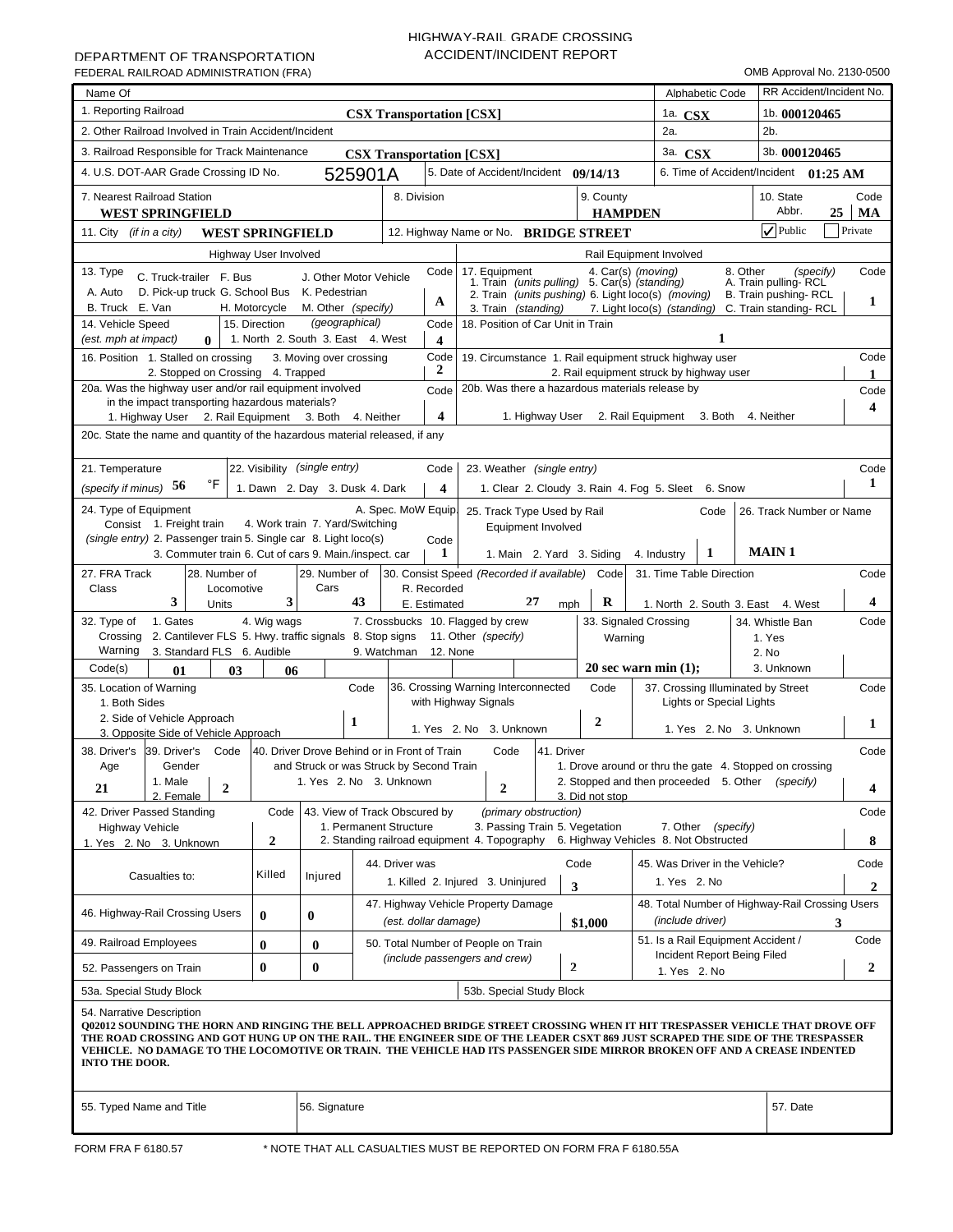DEPARTMENT OF TRANSPORTATION
FEDERAL RAILROAD ADMINISTRATION (FRA)

# HIGHWAY-RAIL GRADE CROSSING ACCIDENT/INCIDENT REPORT

OMB Approval No. 2130-0500

| Name Of | | Alphabetic Code | RR Accident/Incident No. |
|---|---|---|---|
| 1. Reporting Railroad | CSX Transportation [CSX] | 1a. CSX | 1b. 000120465 |
| 2. Other Railroad Involved in Train Accident/Incident | | 2a. | 2b. |
| 3. Railroad Responsible for Track Maintenance | CSX Transportation [CSX] | 3a. CSX | 3b. 000120465 |

4. U.S. DOT-AAR Grade Crossing ID No. **525901A**
5. Date of Accident/Incident **09/14/13**
6. Time of Accident/Incident **01:25 AM**

7. Nearest Railroad Station: **WEST SPRINGFIELD**
8. Division:
9. County: **HAMPDEN**
10. State Abbr. Code: **25 MA**

11. City (if in a city): **WEST SPRINGFIELD**
12. Highway Name or No.: **BRIDGE STREET**
☑ Public ☐ Private

## Highway User Involved

13. Type: A. Auto B. Truck C. Truck-trailer D. Pick-up truck E. Van F. Bus G. School Bus H. Motorcycle J. Other Motor Vehicle K. Pedestrian M. Other (specify) — Code: **A**

14. Vehicle Speed (est. mph at impact): **0**
15. Direction (geographical): 1. North 2. South 3. East 4. West — Code: **4**

16. Position: 1. Stalled on crossing 2. Stopped on Crossing 3. Moving over crossing 4. Trapped — Code: **2**

20a. Was the highway user and/or rail equipment involved in the impact transporting hazardous materials? 1. Highway User 2. Rail Equipment 3. Both 4. Neither — Code: **4**

## Rail Equipment Involved

17. Equipment: 1. Train (units pulling) 2. Train (units pushing) 3. Train (standing) 4. Car(s) (moving) 5. Car(s) (standing) 6. Light loco(s) (moving) 7. Light loco(s) (standing) 8. Other (specify) A. Train pulling- RCL B. Train pushing- RCL C. Train standing- RCL — Code: **1**

18. Position of Car Unit in Train: **1**

19. Circumstance: 1. Rail equipment struck highway user 2. Rail equipment struck by highway user — Code: **1**

20b. Was there a hazardous materials release by: 1. Highway User 2. Rail Equipment 3. Both 4. Neither — Code: **4**

20c. State the name and quantity of the hazardous material released, if any

21. Temperature (specify if minus): **56** °F

22. Visibility (single entry): 1. Dawn 2. Day 3. Dusk 4. Dark — Code: **4**

23. Weather (single entry): 1. Clear 2. Cloudy 3. Rain 4. Fog 5. Sleet 6. Snow — Code: **1**

24. Type of Equipment Consist (single entry): 1. Freight train 2. Passenger train 3. Commuter train 4. Work train 5. Single car 6. Cut of cars 7. Yard/Switching 8. Light loco(s) 9. Main./inspect. car A. Spec. MoW Equip. — Code: **1**

25. Track Type Used by Rail Equipment Involved: 1. Main 2. Yard 3. Siding 4. Industry — Code: **1**

26. Track Number or Name: **MAIN 1**

27. FRA Track Class: **3**
28. Number of Locomotive Units: **3**
29. Number of Cars: **43**
30. Consist Speed (Recorded if available) R. Recorded E. Estimated: **27** mph — Code: **R**
31. Time Table Direction: 1. North 2. South 3. East 4. West — Code: **4**

32. Type of Crossing Warning: 1. Gates 2. Cantilever FLS 3. Standard FLS 4. Wig wags 5. Hwy. traffic signals 6. Audible 7. Crossbucks 8. Stop signs 9. Watchman 10. Flagged by crew 11. Other (specify) 12. None — Code(s): **01 03 06**

33. Signaled Crossing Warning: **20 sec warn min (1);**

34. Whistle Ban: 1. Yes 2. No 3. Unknown — Code:

35. Location of Warning: 1. Both Sides 2. Side of Vehicle Approach 3. Opposite Side of Vehicle Approach — Code: **1**

36. Crossing Warning Interconnected with Highway Signals: 1. Yes 2. No 3. Unknown — Code: **2**

37. Crossing Illuminated by Street Lights or Special Lights: 1. Yes 2. No 3. Unknown — Code: **1**

38. Driver's Age: **21**
39. Driver's Gender: 1. Male 2. Female — Code: **2**
40. Driver Drove Behind or in Front of Train and Struck or was Struck by Second Train: 1. Yes 2. No 3. Unknown — Code: **2**
41. Driver: 1. Drove around or thru the gate 2. Stopped and then proceeded 3. Did not stop 4. Stopped on crossing 5. Other (specify) — Code: **4**

42. Driver Passed Standing Highway Vehicle: 1. Yes 2. No 3. Unknown — Code: **2**

43. View of Track Obscured by (primary obstruction): 1. Permanent Structure 2. Standing railroad equipment 3. Passing Train 4. Topography 5. Vegetation 6. Highway Vehicles 7. Other (specify) 8. Not Obstructed — Code: **8**

| Casualties to: | Killed | Injured |
|---|---|---|
| 46. Highway-Rail Crossing Users | 0 | 0 |
| 49. Railroad Employees | 0 | 0 |
| 52. Passengers on Train | 0 | 0 |

44. Driver was: 1. Killed 2. Injured 3. Uninjured — Code: **3**

45. Was Driver in the Vehicle? 1. Yes 2. No — Code: **2**

47. Highway Vehicle Property Damage (est. dollar damage): **$1,000**

48. Total Number of Highway-Rail Crossing Users (include driver): **3**

50. Total Number of People on Train (include passengers and crew): **2**

51. Is a Rail Equipment Accident / Incident Report Being Filed: 1. Yes 2. No — Code: **2**

53a. Special Study Block

53b. Special Study Block

54. Narrative Description

**Q02012 SOUNDING THE HORN AND RINGING THE BELL APPROACHED BRIDGE STREET CROSSING WHEN IT HIT TRESPASSER VEHICLE THAT DROVE OFF THE ROAD CROSSING AND GOT HUNG UP ON THE RAIL. THE ENGINEER SIDE OF THE LEADER CSXT 869 JUST SCRAPED THE SIDE OF THE TRESPASSER VEHICLE. NO DAMAGE TO THE LOCOMOTIVE OR TRAIN. THE VEHICLE HAD ITS PASSENGER SIDE MIRROR BROKEN OFF AND A CREASE INDENTED INTO THE DOOR.**

55. Typed Name and Title

56. Signature

57. Date

FORM FRA F 6180.57 * NOTE THAT ALL CASUALTIES MUST BE REPORTED ON FORM FRA F 6180.55A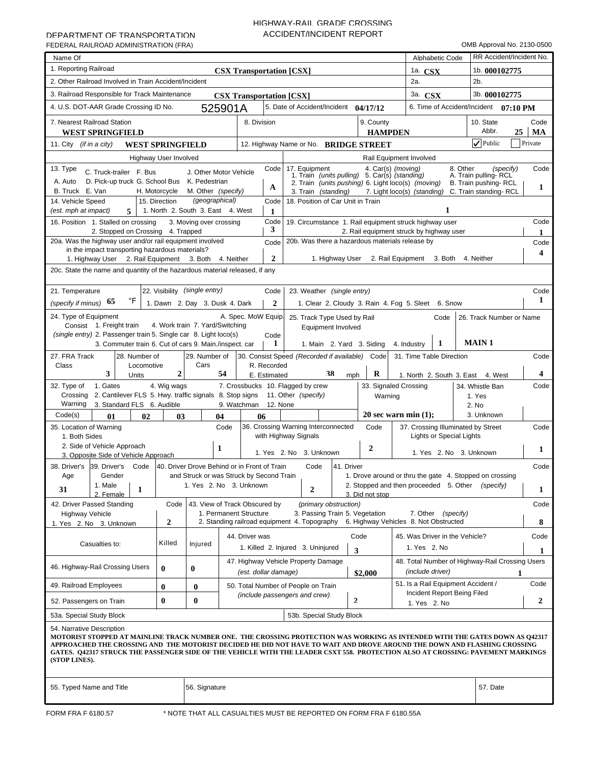DEPARTMENT OF TRANSPORTATION
FEDERAL RAILROAD ADMINISTRATION (FRA)

# HIGHWAY-RAIL GRADE CROSSING ACCIDENT/INCIDENT REPORT

OMB Approval No. 2130-0500

| Name Of | | Alphabetic Code | RR Accident/Incident No. |
|---|---|---|---|
| 1. Reporting Railroad | CSX Transportation [CSX] | 1a. CSX | 1b. 000102775 |
| 2. Other Railroad Involved in Train Accident/Incident | | 2a. | 2b. |
| 3. Railroad Responsible for Track Maintenance | CSX Transportation [CSX] | 3a. CSX | 3b. 000102775 |

| 4. U.S. DOT-AAR Grade Crossing ID No. | 5. Date of Accident/Incident | 6. Time of Accident/Incident |
|---|---|---|
| 525901A | 04/17/12 | 07:10 PM |

| 7. Nearest Railroad Station | 8. Division | 9. County | 10. State Abbr. | Code |
|---|---|---|---|---|
| WEST SPRINGFIELD | | HAMPDEN | MA | 25 |

| 11. City (if in a city) | 12. Highway Name or No. | Public/Private |
|---|---|---|
| WEST SPRINGFIELD | BRIDGE STREET | ✓ Public |

## Highway User Involved

| Item | Options | Code |
|---|---|---|
| 13. Type | A. Auto B. Truck C. Truck-trailer D. Pick-up truck E. Van F. Bus G. School Bus H. Motorcycle J. Other Motor Vehicle K. Pedestrian M. Other (specify) | A |
| 14. Vehicle Speed (est. mph at impact) | 5 | |
| 15. Direction (geographical) | 1. North 2. South 3. East 4. West | 1 |
| 16. Position | 1. Stalled on crossing 2. Stopped on Crossing 3. Moving over crossing 4. Trapped | 3 |
| 20a. Was the highway user and/or rail equipment involved in the impact transporting hazardous materials? | 1. Highway User 2. Rail Equipment 3. Both 4. Neither | 2 |

## Rail Equipment Involved

| Item | Options | Code |
|---|---|---|
| 17. Equipment | 1. Train (units pulling) 2. Train (units pushing) 3. Train (standing) 4. Car(s) (moving) 5. Car(s) (standing) 6. Light loco(s) (moving) 7. Light loco(s) (standing) 8. Other (specify) A. Train pulling- RCL B. Train pushing- RCL C. Train standing- RCL | 1 |
| 18. Position of Car Unit in Train | | 1 |
| 19. Circumstance | 1. Rail equipment struck highway user 2. Rail equipment struck by highway user | 1 |
| 20b. Was there a hazardous materials release by | 1. Highway User 2. Rail Equipment 3. Both 4. Neither | 4 |

20c. State the name and quantity of the hazardous material released, if any

| Item | Value/Options | Code |
|---|---|---|
| 21. Temperature (specify if minus) | 65 °F | |
| 22. Visibility (single entry) | 1. Dawn 2. Day 3. Dusk 4. Dark | 2 |
| 23. Weather (single entry) | 1. Clear 2. Cloudy 3. Rain 4. Fog 5. Sleet 6. Snow | 1 |
| 24. Type of Equipment Consist (single entry) | 1. Freight train 2. Passenger train 3. Commuter train 4. Work train 5. Single car 6. Cut of cars 7. Yard/Switching 8. Light loco(s) 9. Main./inspect. car A. Spec. MoW Equip. | 1 |
| 25. Track Type Used by Rail Equipment Involved | 1. Main 2. Yard 3. Siding 4. Industry | 1 |
| 26. Track Number or Name | MAIN 1 | |
| 27. FRA Track Class | 3 | |
| 28. Number of Locomotive Units | 2 | |
| 29. Number of Cars | 54 | |
| 30. Consist Speed (Recorded if available) R. Recorded E. Estimated | 38 mph | R |
| 31. Time Table Direction | 1. North 2. South 3. East 4. West | 4 |
| 32. Type of Crossing Warning | 1. Gates 2. Cantilever FLS 3. Standard FLS 4. Wig wags 5. Hwy. traffic signals 6. Audible 7. Crossbucks 8. Stop signs 9. Watchman 10. Flagged by crew 11. Other (specify) 12. None | 01, 02, 03, 04, 06 |
| 33. Signaled Crossing Warning | 20 sec warn min (1); | |
| 34. Whistle Ban | 1. Yes 2. No 3. Unknown | |
| 35. Location of Warning | 1. Both Sides 2. Side of Vehicle Approach 3. Opposite Side of Vehicle Approach | 1 |
| 36. Crossing Warning Interconnected with Highway Signals | 1. Yes 2. No 3. Unknown | 2 |
| 37. Crossing Illuminated by Street Lights or Special Lights | 1. Yes 2. No 3. Unknown | 1 |
| 38. Driver's Age | 31 | |
| 39. Driver's Gender | 1. Male 2. Female | 1 |
| 40. Driver Drove Behind or in Front of Train and Struck or was Struck by Second Train | 1. Yes 2. No 3. Unknown | 2 |
| 41. Driver | 1. Drove around or thru the gate 2. Stopped and then proceeded 3. Did not stop 4. Stopped on crossing 5. Other (specify) | 1 |
| 42. Driver Passed Standing Highway Vehicle | 1. Yes 2. No 3. Unknown | 2 |
| 43. View of Track Obscured by (primary obstruction) | 1. Permanent Structure 2. Standing railroad equipment 3. Passing Train 4. Topography 5. Vegetation 6. Highway Vehicles 7. Other (specify) 8. Not Obstructed | 8 |

| Casualties to: | Killed | Injured |
|---|---|---|
| 46. Highway-Rail Crossing Users | 0 | 0 |
| 49. Railroad Employees | 0 | 0 |
| 52. Passengers on Train | 0 | 0 |

| Item | Value/Options | Code |
|---|---|---|
| 44. Driver was | 1. Killed 2. Injured 3. Uninjured | 3 |
| 45. Was Driver in the Vehicle? | 1. Yes 2. No | 1 |
| 47. Highway Vehicle Property Damage (est. dollar damage) | $2,000 | |
| 48. Total Number of Highway-Rail Crossing Users (include driver) | 1 | |
| 50. Total Number of People on Train (include passengers and crew) | 2 | |
| 51. Is a Rail Equipment Accident / Incident Report Being Filed | 1. Yes 2. No | 2 |

| 53a. Special Study Block | 53b. Special Study Block |
|---|---|
| | |

54. Narrative Description

**MOTORIST STOPPED AT MAINLINE TRACK NUMBER ONE. THE CROSSING PROTECTION WAS WORKING AS INTENDED WITH THE GATES DOWN AS Q42317 APPROACHED THE CROSSING AND THE MOTORIST DECIDED HE DID NOT HAVE TO WAIT AND DROVE AROUND THE DOWN AND FLASHING CROSSING GATES. Q42317 STRUCK THE PASSENGER SIDE OF THE VEHICLE WITH THE LEADER CSXT 558. PROTECTION ALSO AT CROSSING: PAVEMENT MARKINGS (STOP LINES).**

| 55. Typed Name and Title | 56. Signature | 57. Date |
|---|---|---|
| | | |

FORM FRA F 6180.57 * NOTE THAT ALL CASUALTIES MUST BE REPORTED ON FORM FRA F 6180.55A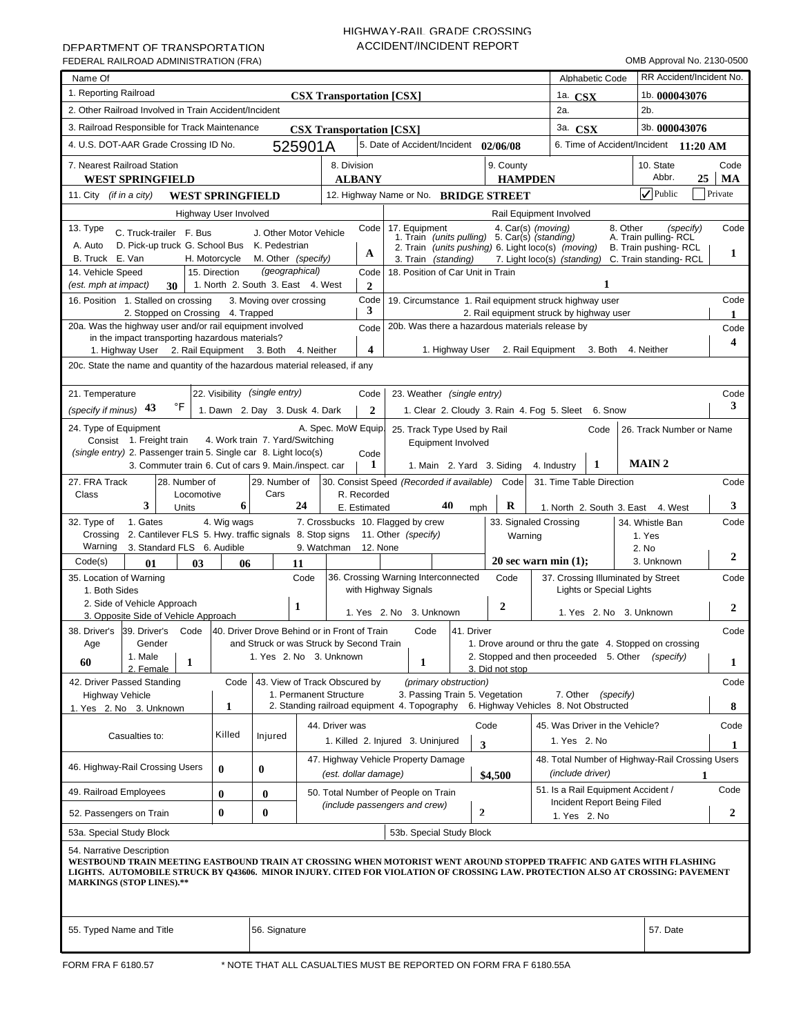DEPARTMENT OF TRANSPORTATION
FEDERAL RAILROAD ADMINISTRATION (FRA)

# HIGHWAY-RAIL GRADE CROSSING ACCIDENT/INCIDENT REPORT

OMB Approval No. 2130-0500

| Name Of | | Alphabetic Code | RR Accident/Incident No. |
|---|---|---|---|
| 1. Reporting Railroad | **CSX Transportation [CSX]** | 1a. **CSX** | 1b. **000043076** |
| 2. Other Railroad Involved in Train Accident/Incident | | 2a. | 2b. |
| 3. Railroad Responsible for Track Maintenance | **CSX Transportation [CSX]** | 3a. **CSX** | 3b. **000043076** |

| 4. U.S. DOT-AAR Grade Crossing ID No. | 5. Date of Accident/Incident | 6. Time of Accident/Incident |
|---|---|---|
| 525901A | **02/06/08** | **11:20 AM** |

| 7. Nearest Railroad Station | 8. Division | 9. County | 10. State Abbr. | Code |
|---|---|---|---|---|
| **WEST SPRINGFIELD** | **ALBANY** | **HAMPDEN** | **MA** | **25** |

| 11. City (if in a city) | 12. Highway Name or No. | Public/Private |
|---|---|---|
| **WEST SPRINGFIELD** | **BRIDGE STREET** | ✓ Public |

## Highway User Involved

| Item | Options | Code |
|---|---|---|
| 13. Type | A. Auto B. Truck C. Truck-trailer D. Pick-up truck E. Van F. Bus G. School Bus H. Motorcycle J. Other Motor Vehicle K. Pedestrian M. Other (specify) | **A** |
| 14. Vehicle Speed (est. mph at impact) | **30** | |
| 15. Direction (geographical) | 1. North 2. South 3. East 4. West | **2** |
| 16. Position | 1. Stalled on crossing 2. Stopped on Crossing 3. Moving over crossing 4. Trapped | **3** |
| 20a. Was the highway user and/or rail equipment involved in the impact transporting hazardous materials? | 1. Highway User 2. Rail Equipment 3. Both 4. Neither | **4** |

## Rail Equipment Involved

| Item | Options | Code |
|---|---|---|
| 17. Equipment | 1. Train (units pulling) 2. Train (units pushing) 3. Train (standing) 4. Car(s) (moving) 5. Car(s) (standing) 6. Light loco(s) (moving) 7. Light loco(s) (standing) 8. Other (specify) A. Train pulling- RCL B. Train pushing- RCL C. Train standing- RCL | **1** |
| 18. Position of Car Unit in Train | | **1** |
| 19. Circumstance | 1. Rail equipment struck highway user 2. Rail equipment struck by highway user | **1** |
| 20b. Was there a hazardous materials release by | 1. Highway User 2. Rail Equipment 3. Both 4. Neither | **4** |

20c. State the name and quantity of the hazardous material released, if any

| Item | Options | Code |
|---|---|---|
| 21. Temperature (specify if minus) | **43** °F | |
| 22. Visibility (single entry) | 1. Dawn 2. Day 3. Dusk 4. Dark | **2** |
| 23. Weather (single entry) | 1. Clear 2. Cloudy 3. Rain 4. Fog 5. Sleet 6. Snow | **3** |
| 24. Type of Equipment Consist (single entry) | 1. Freight train 2. Passenger train 3. Commuter train 4. Work train 5. Single car 6. Cut of cars 7. Yard/Switching 8. Light loco(s) 9. Main./inspect. car A. Spec. MoW Equip. | **1** |
| 25. Track Type Used by Rail Equipment Involved | 1. Main 2. Yard 3. Siding 4. Industry | **1** |
| 26. Track Number or Name | **MAIN 2** | |

| 27. FRA Track Class | 28. Number of Locomotive Units | 29. Number of Cars | 30. Consist Speed (Recorded if available) R. Recorded E. Estimated | Code | 31. Time Table Direction 1. North 2. South 3. East 4. West |
|---|---|---|---|---|---|
| **3** | **6** | **24** | **40** mph | **R** | **3** |

| Item | Options | Code |
|---|---|---|
| 32. Type of Crossing Warning | 1. Gates 2. Cantilever FLS 3. Standard FLS 4. Wig wags 5. Hwy. traffic signals 6. Audible 7. Crossbucks 8. Stop signs 9. Watchman 10. Flagged by crew 11. Other (specify) 12. None | **01 03 06 11** |
| 33. Signaled Crossing Warning | **20 sec warn min (1);** | |
| 34. Whistle Ban | 1. Yes 2. No 3. Unknown | **2** |
| 35. Location of Warning | 1. Both Sides 2. Side of Vehicle Approach 3. Opposite Side of Vehicle Approach | **1** |
| 36. Crossing Warning Interconnected with Highway Signals | 1. Yes 2. No 3. Unknown | **2** |
| 37. Crossing Illuminated by Street Lights or Special Lights | 1. Yes 2. No 3. Unknown | **2** |
| 38. Driver's Age | **60** | |
| 39. Driver's Gender | 1. Male 2. Female | **1** |
| 40. Driver Drove Behind or in Front of Train and Struck or was Struck by Second Train | 1. Yes 2. No 3. Unknown | **1** |
| 41. Driver | 1. Drove around or thru the gate 2. Stopped and then proceeded 3. Did not stop 4. Stopped on crossing 5. Other (specify) | **1** |
| 42. Driver Passed Standing Highway Vehicle | 1. Yes 2. No 3. Unknown | **1** |
| 43. View of Track Obscured by (primary obstruction) | 1. Permanent Structure 2. Standing railroad equipment 3. Passing Train 4. Topography 5. Vegetation 6. Highway Vehicles 7. Other (specify) 8. Not Obstructed | **8** |
| 44. Driver was | 1. Killed 2. Injured 3. Uninjured | **3** |
| 45. Was Driver in the Vehicle? | 1. Yes 2. No | **1** |
| 47. Highway Vehicle Property Damage (est. dollar damage) | **$4,500** | |
| 48. Total Number of Highway-Rail Crossing Users (include driver) | **1** | |
| 50. Total Number of People on Train (include passengers and crew) | **2** | |
| 51. Is a Rail Equipment Accident / Incident Report Being Filed | 1. Yes 2. No | **2** |

| Casualties to: | Killed | Injured |
|---|---|---|
| 46. Highway-Rail Crossing Users | **0** | **0** |
| 49. Railroad Employees | **0** | **0** |
| 52. Passengers on Train | **0** | **0** |

53a. Special Study Block

53b. Special Study Block

54. Narrative Description

**WESTBOUND TRAIN MEETING EASTBOUND TRAIN AT CROSSING WHEN MOTORIST WENT AROUND STOPPED TRAFFIC AND GATES WITH FLASHING LIGHTS. AUTOMOBILE STRUCK BY Q43606. MINOR INJURY. CITED FOR VIOLATION OF CROSSING LAW. PROTECTION ALSO AT CROSSING: PAVEMENT MARKINGS (STOP LINES).\*\***

| 55. Typed Name and Title | 56. Signature | 57. Date |
|---|---|---|
| | | |

FORM FRA F 6180.57 \* NOTE THAT ALL CASUALTIES MUST BE REPORTED ON FORM FRA F 6180.55A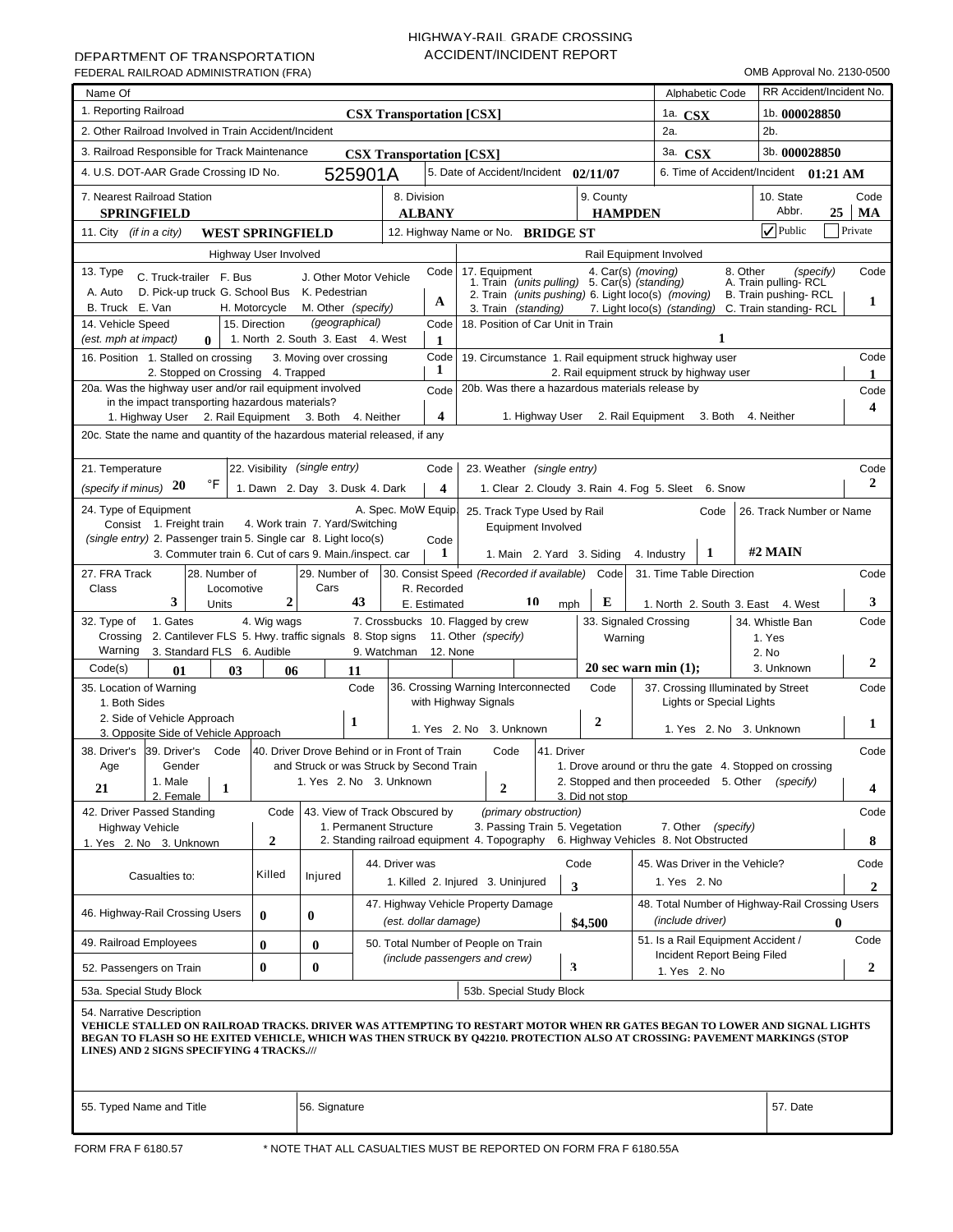DEPARTMENT OF TRANSPORTATION
FEDERAL RAILROAD ADMINISTRATION (FRA)

# HIGHWAY-RAIL GRADE CROSSING ACCIDENT/INCIDENT REPORT

OMB Approval No. 2130-0500

| Name Of | | Alphabetic Code | RR Accident/Incident No. |
|---|---|---|---|
| 1. Reporting Railroad | CSX Transportation [CSX] | 1a. CSX | 1b. 000028850 |
| 2. Other Railroad Involved in Train Accident/Incident | | 2a. | 2b. |
| 3. Railroad Responsible for Track Maintenance | CSX Transportation [CSX] | 3a. CSX | 3b. 000028850 |

| 4. U.S. DOT-AAR Grade Crossing ID No. | 525901A | 5. Date of Accident/Incident | 02/11/07 | 6. Time of Accident/Incident | 01:21 AM |
|---|---|---|---|---|---|

| 7. Nearest Railroad Station | 8. Division | 9. County | 10. State Abbr. | Code |
|---|---|---|---|---|
| SPRINGFIELD | ALBANY | HAMPDEN | 25 | MA |

11. City (if in a city) **WEST SPRINGFIELD** | 12. Highway Name or No. **BRIDGE ST** | ☑ Public ☐ Private

## Highway User Involved

| Item | Options | Code |
|---|---|---|
| 13. Type | A. Auto, B. Truck, C. Truck-trailer, D. Pick-up truck, E. Van, F. Bus, G. School Bus, H. Motorcycle, J. Other Motor Vehicle, K. Pedestrian, M. Other (specify) | A |
| 14. Vehicle Speed (est. mph at impact) | 0 | |
| 15. Direction (geographical) | 1. North 2. South 3. East 4. West | 1 |
| 16. Position | 1. Stalled on crossing 2. Stopped on Crossing 3. Moving over crossing 4. Trapped | 1 |
| 20a. Was the highway user and/or rail equipment involved in the impact transporting hazardous materials? | 1. Highway User 2. Rail Equipment 3. Both 4. Neither | 4 |

## Rail Equipment Involved

| Item | Options | Code |
|---|---|---|
| 17. Equipment | 1. Train (units pulling) 2. Train (units pushing) 3. Train (standing) 4. Car(s) (moving) 5. Car(s) (standing) 6. Light loco(s) (moving) 7. Light loco(s) (standing) 8. Other (specify) A. Train pulling- RCL B. Train pushing- RCL C. Train standing- RCL | 1 |
| 18. Position of Car Unit in Train | | 1 |
| 19. Circumstance | 1. Rail equipment struck highway user 2. Rail equipment struck by highway user | 1 |
| 20b. Was there a hazardous materials release by | 1. Highway User 2. Rail Equipment 3. Both 4. Neither | 4 |

20c. State the name and quantity of the hazardous material released, if any

| Item | Value / Options | Code |
|---|---|---|
| 21. Temperature (specify if minus) | 20 °F | |
| 22. Visibility (single entry) | 1. Dawn 2. Day 3. Dusk 4. Dark | 4 |
| 23. Weather (single entry) | 1. Clear 2. Cloudy 3. Rain 4. Fog 5. Sleet 6. Snow | 2 |
| 24. Type of Equipment Consist (single entry) | 1. Freight train 2. Passenger train 3. Commuter train 4. Work train 5. Single car 6. Cut of cars 7. Yard/Switching 8. Light loco(s) 9. Main./inspect. car A. Spec. MoW Equip. | 1 |
| 25. Track Type Used by Rail Equipment Involved | 1. Main 2. Yard 3. Siding 4. Industry | 1 |
| 26. Track Number or Name | #2 MAIN | |
| 27. FRA Track Class | 3 | |
| 28. Number of Locomotive Units | 2 | |
| 29. Number of Cars | 43 | |
| 30. Consist Speed (Recorded if available) R. Recorded E. Estimated | 10 mph | E |
| 31. Time Table Direction | 1. North 2. South 3. East 4. West | 3 |
| 32. Type of Crossing Warning | 1. Gates 2. Cantilever FLS 3. Standard FLS 4. Wig wags 5. Hwy. traffic signals 6. Audible 7. Crossbucks 8. Stop signs 9. Watchman 10. Flagged by crew 11. Other (specify) 12. None | Code(s): 01, 03, 06, 11 |
| 33. Signaled Crossing Warning | 20 sec warn min (1); | |
| 34. Whistle Ban | 1. Yes 2. No 3. Unknown | 2 |
| 35. Location of Warning | 1. Both Sides 2. Side of Vehicle Approach 3. Opposite Side of Vehicle Approach | 1 |
| 36. Crossing Warning Interconnected with Highway Signals | 1. Yes 2. No 3. Unknown | 2 |
| 37. Crossing Illuminated by Street Lights or Special Lights | 1. Yes 2. No 3. Unknown | 1 |
| 38. Driver's Age | 21 | |
| 39. Driver's Gender | 1. Male 2. Female | 1 |
| 40. Driver Drove Behind or in Front of Train and Struck or was Struck by Second Train | 1. Yes 2. No 3. Unknown | 2 |
| 41. Driver | 1. Drove around or thru the gate 2. Stopped and then proceeded 3. Did not stop 4. Stopped on crossing 5. Other (specify) | 4 |
| 42. Driver Passed Standing Highway Vehicle | 1. Yes 2. No 3. Unknown | 2 |
| 43. View of Track Obscured by (primary obstruction) | 1. Permanent Structure 2. Standing railroad equipment 3. Passing Train 4. Topography 5. Vegetation 6. Highway Vehicles 7. Other (specify) 8. Not Obstructed | 8 |

| Casualties to: | Killed | Injured |
|---|---|---|
| 46. Highway-Rail Crossing Users | 0 | 0 |
| 49. Railroad Employees | 0 | 0 |
| 52. Passengers on Train | 0 | 0 |

| Item | Options | Code |
|---|---|---|
| 44. Driver was | 1. Killed 2. Injured 3. Uninjured | 3 |
| 45. Was Driver in the Vehicle? | 1. Yes 2. No | 2 |
| 47. Highway Vehicle Property Damage (est. dollar damage) | $4,500 | |
| 48. Total Number of Highway-Rail Crossing Users (include driver) | 0 | |
| 50. Total Number of People on Train (include passengers and crew) | 3 | |
| 51. Is a Rail Equipment Accident / Incident Report Being Filed | 1. Yes 2. No | 2 |

53a. Special Study Block | 53b. Special Study Block

54. Narrative Description

**VEHICLE STALLED ON RAILROAD TRACKS. DRIVER WAS ATTEMPTING TO RESTART MOTOR WHEN RR GATES BEGAN TO LOWER AND SIGNAL LIGHTS BEGAN TO FLASH SO HE EXITED VEHICLE, WHICH WAS THEN STRUCK BY Q42210. PROTECTION ALSO AT CROSSING: PAVEMENT MARKINGS (STOP LINES) AND 2 SIGNS SPECIFYING 4 TRACKS./// **

| 55. Typed Name and Title | 56. Signature | 57. Date |
|---|---|---|
| | | |

FORM FRA F 6180.57 * NOTE THAT ALL CASUALTIES MUST BE REPORTED ON FORM FRA F 6180.55A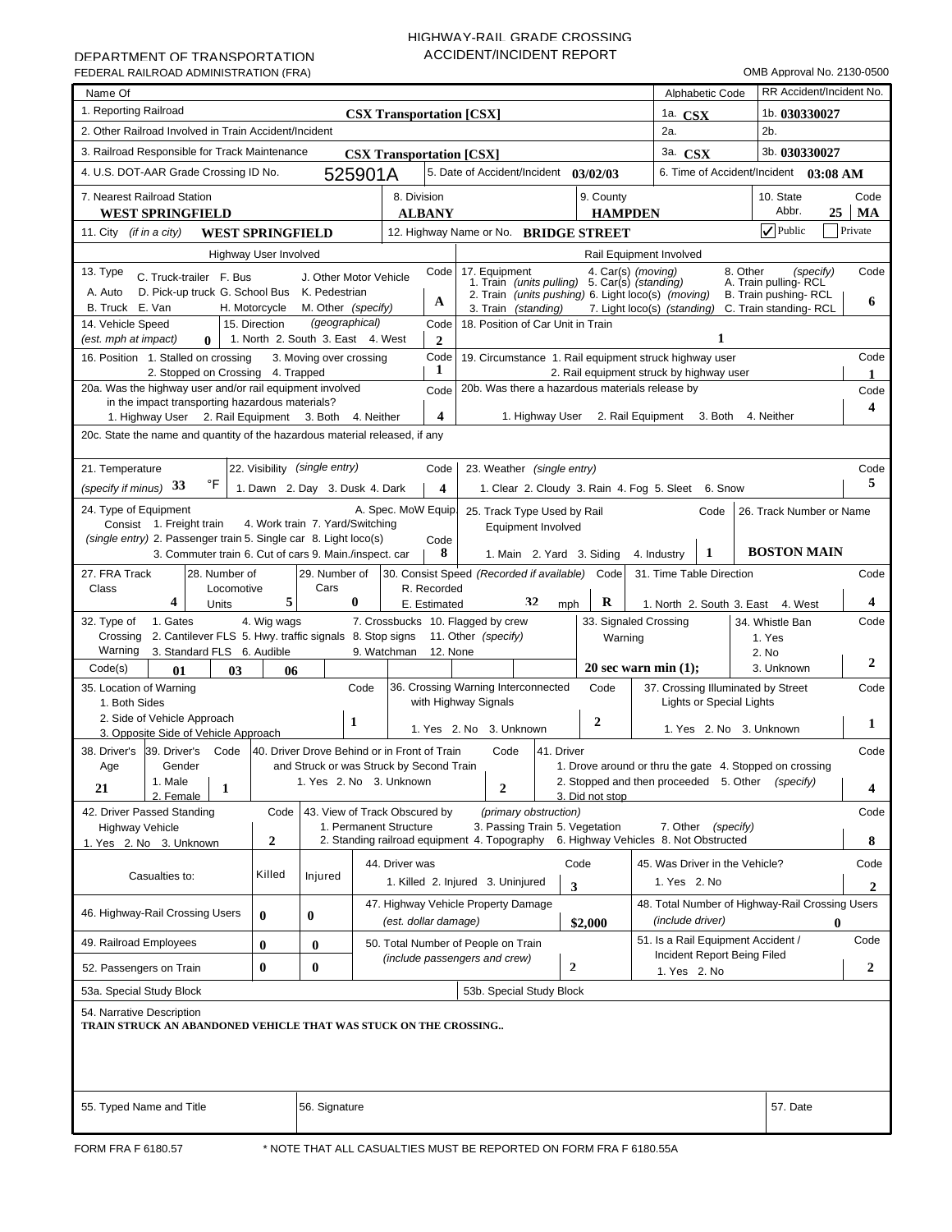DEPARTMENT OF TRANSPORTATION
FEDERAL RAILROAD ADMINISTRATION (FRA)

# HIGHWAY-RAIL GRADE CROSSING ACCIDENT/INCIDENT REPORT

OMB Approval No. 2130-0500

| Name Of | | Alphabetic Code | RR Accident/Incident No. |
|---|---|---|---|
| 1. Reporting Railroad | CSX Transportation [CSX] | 1a. CSX | 1b. 030330027 |
| 2. Other Railroad Involved in Train Accident/Incident | | 2a. | 2b. |
| 3. Railroad Responsible for Track Maintenance | CSX Transportation [CSX] | 3a. CSX | 3b. 030330027 |

| 4. U.S. DOT-AAR Grade Crossing ID No. | 5. Date of Accident/Incident | 6. Time of Accident/Incident |
|---|---|---|
| 525901A | 03/02/03 | 03:08 AM |

| 7. Nearest Railroad Station | 8. Division | 9. County | 10. State Abbr. | Code |
|---|---|---|---|---|
| WEST SPRINGFIELD | ALBANY | HAMPDEN | MA | 25 |

11. City (if in a city) **WEST SPRINGFIELD**
12. Highway Name or No. **BRIDGE STREET**
☑ Public ☐ Private

## Highway User Involved

| Field | Options | Code |
|---|---|---|
| 13. Type | A. Auto B. Truck C. Truck-trailer D. Pick-up truck E. Van F. Bus G. School Bus H. Motorcycle J. Other Motor Vehicle K. Pedestrian M. Other (specify) | A |
| 14. Vehicle Speed (est. mph at impact) | 0 | |
| 15. Direction (geographical) | 1. North 2. South 3. East 4. West | 2 |
| 16. Position | 1. Stalled on crossing 2. Stopped on Crossing 3. Moving over crossing 4. Trapped | 1 |
| 20a. Was the highway user and/or rail equipment involved in the impact transporting hazardous materials? | 1. Highway User 2. Rail Equipment 3. Both 4. Neither | 4 |

## Rail Equipment Involved

| Field | Options | Code |
|---|---|---|
| 17. Equipment | 1. Train (units pulling) 2. Train (units pushing) 3. Train (standing) 4. Car(s) (moving) 5. Car(s) (standing) 6. Light loco(s) (moving) 7. Light loco(s) (standing) 8. Other (specify) A. Train pulling- RCL B. Train pushing- RCL C. Train standing- RCL | 6 |
| 18. Position of Car Unit in Train | | 1 |
| 19. Circumstance | 1. Rail equipment struck highway user 2. Rail equipment struck by highway user | 1 |
| 20b. Was there a hazardous materials release by | 1. Highway User 2. Rail Equipment 3. Both 4. Neither | 4 |

20c. State the name and quantity of the hazardous material released, if any

| Field | Options | Code |
|---|---|---|
| 21. Temperature (specify if minus) | 33 °F | |
| 22. Visibility (single entry) | 1. Dawn 2. Day 3. Dusk 4. Dark | 4 |
| 23. Weather (single entry) | 1. Clear 2. Cloudy 3. Rain 4. Fog 5. Sleet 6. Snow | 5 |
| 24. Type of Equipment Consist (single entry) | 1. Freight train 2. Passenger train 3. Commuter train 4. Work train 5. Single car 6. Cut of cars 7. Yard/Switching 8. Light loco(s) 9. Main./inspect. car A. Spec. MoW Equip. | 8 |
| 25. Track Type Used by Rail Equipment Involved | 1. Main 2. Yard 3. Siding 4. Industry | 1 |
| 26. Track Number or Name | BOSTON MAIN | |
| 27. FRA Track Class | 4 | |
| 28. Number of Locomotive Units | 5 | |
| 29. Number of Cars | 0 | |
| 30. Consist Speed (Recorded if available) | R. Recorded E. Estimated — 32 mph | R |
| 31. Time Table Direction | 1. North 2. South 3. East 4. West | 4 |
| 32. Type of Crossing Warning | 1. Gates 2. Cantilever FLS 3. Standard FLS 4. Wig wags 5. Hwy. traffic signals 6. Audible 7. Crossbucks 8. Stop signs 9. Watchman 10. Flagged by crew 11. Other (specify) 12. None | Code(s) 01 03 06 |
| 33. Signaled Crossing Warning | 20 sec warn min (1); | |
| 34. Whistle Ban | 1. Yes 2. No 3. Unknown | 2 |
| 35. Location of Warning | 1. Both Sides 2. Side of Vehicle Approach 3. Opposite Side of Vehicle Approach | 1 |
| 36. Crossing Warning Interconnected with Highway Signals | 1. Yes 2. No 3. Unknown | 2 |
| 37. Crossing Illuminated by Street Lights or Special Lights | 1. Yes 2. No 3. Unknown | 1 |
| 38. Driver's Age | 21 | |
| 39. Driver's Gender | 1. Male 2. Female | 1 |
| 40. Driver Drove Behind or in Front of Train and Struck or was Struck by Second Train | 1. Yes 2. No 3. Unknown | 2 |
| 41. Driver | 1. Drove around or thru the gate 2. Stopped and then proceeded 3. Did not stop 4. Stopped on crossing 5. Other (specify) | 4 |
| 42. Driver Passed Standing Highway Vehicle | 1. Yes 2. No 3. Unknown | 2 |
| 43. View of Track Obscured by (primary obstruction) | 1. Permanent Structure 2. Standing railroad equipment 3. Passing Train 4. Topography 5. Vegetation 6. Highway Vehicles 7. Other (specify) 8. Not Obstructed | 8 |
| 44. Driver was | 1. Killed 2. Injured 3. Uninjured | 3 |
| 45. Was Driver in the Vehicle? | 1. Yes 2. No | 2 |

| Casualties to: | Killed | Injured |
|---|---|---|
| 46. Highway-Rail Crossing Users | 0 | 0 |
| 49. Railroad Employees | 0 | 0 |
| 52. Passengers on Train | 0 | 0 |

| Field | Value/Code |
|---|---|
| 47. Highway Vehicle Property Damage (est. dollar damage) | $2,000 |
| 48. Total Number of Highway-Rail Crossing Users (include driver) | 0 |
| 50. Total Number of People on Train (include passengers and crew) | 2 |
| 51. Is a Rail Equipment Accident / Incident Report Being Filed (1. Yes 2. No) | 2 |

53a. Special Study Block

53b. Special Study Block

54. Narrative Description

**TRAIN STRUCK AN ABANDONED VEHICLE THAT WAS STUCK ON THE CROSSING..**

| 55. Typed Name and Title | 56. Signature | 57. Date |
|---|---|---|
| | | |

FORM FRA F 6180.57 * NOTE THAT ALL CASUALTIES MUST BE REPORTED ON FORM FRA F 6180.55A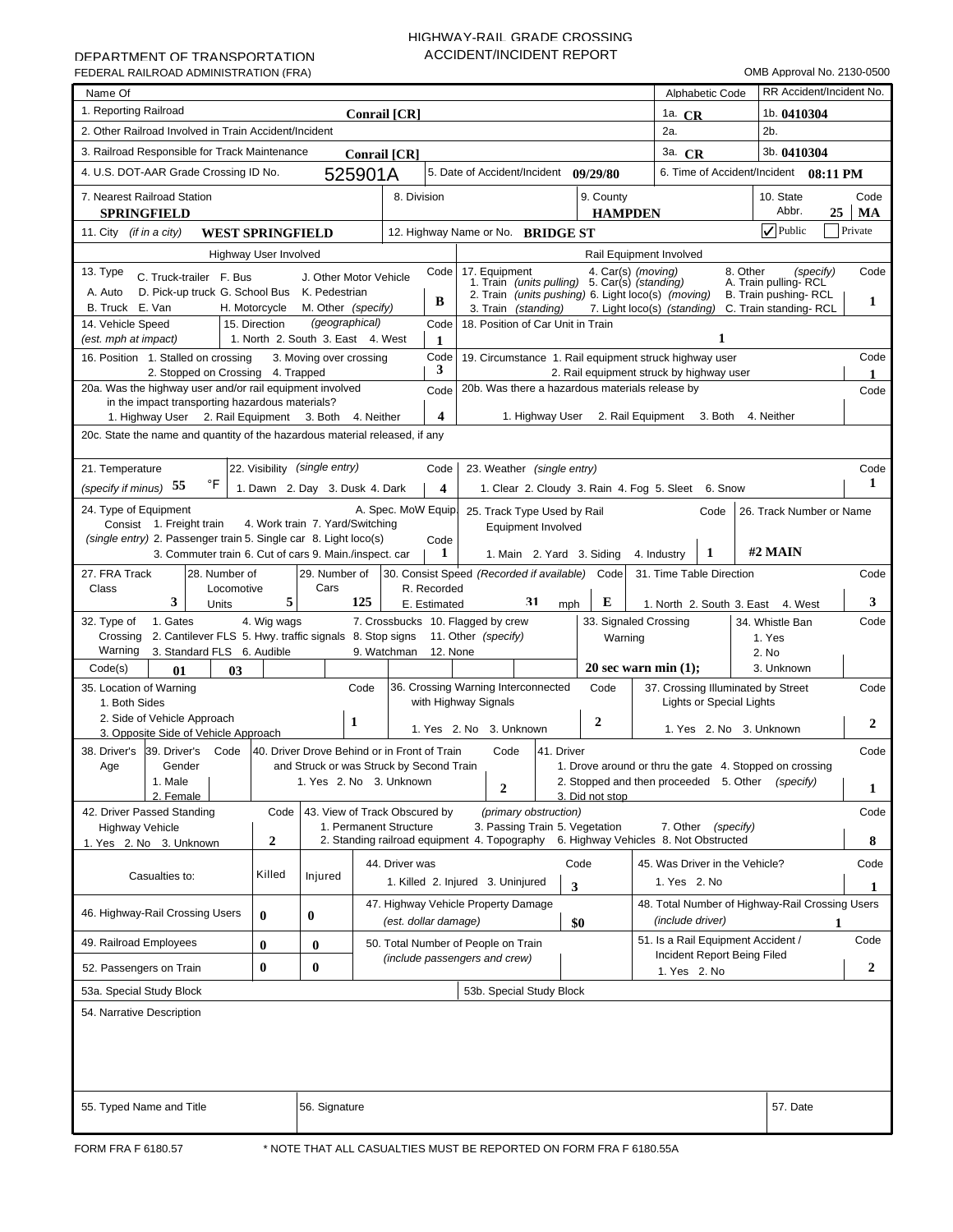DEPARTMENT OF TRANSPORTATION
FEDERAL RAILROAD ADMINISTRATION (FRA)

# HIGHWAY-RAIL GRADE CROSSING ACCIDENT/INCIDENT REPORT

OMB Approval No. 2130-0500

| Name Of | | Alphabetic Code | RR Accident/Incident No. |
|---|---|---|---|
| 1. Reporting Railroad | Conrail [CR] | 1a. CR | 1b. 0410304 |
| 2. Other Railroad Involved in Train Accident/Incident | | 2a. | 2b. |
| 3. Railroad Responsible for Track Maintenance | Conrail [CR] | 3a. CR | 3b. 0410304 |

4. U.S. DOT-AAR Grade Crossing ID No. **525901A** | 5. Date of Accident/Incident **09/29/80** | 6. Time of Accident/Incident **08:11 PM**

7. Nearest Railroad Station: **SPRINGFIELD** | 8. Division: | 9. County: **HAMPDEN** | 10. State Abbr. Code: **25 MA**

11. City (if in a city): **WEST SPRINGFIELD** | 12. Highway Name or No. **BRIDGE ST** | ☑ Public ☐ Private

## Highway User Involved

13. Type: C. Truck-trailer F. Bus J. Other Motor Vehicle; A. Auto D. Pick-up truck G. School Bus K. Pedestrian; B. Truck E. Van H. Motorcycle M. Other (specify) — Code: **B**

14. Vehicle Speed (est. mph at impact) | 15. Direction (geographical) 1. North 2. South 3. East 4. West — Code: **1**

16. Position 1. Stalled on crossing 2. Stopped on Crossing 3. Moving over crossing 4. Trapped — Code: **3**

20a. Was the highway user and/or rail equipment involved in the impact transporting hazardous materials? 1. Highway User 2. Rail Equipment 3. Both 4. Neither — Code: **4**

## Rail Equipment Involved

17. Equipment 1. Train (units pulling) 2. Train (units pushing) 3. Train (standing) 4. Car(s) (moving) 5. Car(s) (standing) 6. Light loco(s) (moving) 7. Light loco(s) (standing) 8. Other (specify) A. Train pulling- RCL B. Train pushing- RCL C. Train standing- RCL — Code: **1**

18. Position of Car Unit in Train: **1**

19. Circumstance 1. Rail equipment struck highway user 2. Rail equipment struck by highway user — Code: **1**

20b. Was there a hazardous materials release by 1. Highway User 2. Rail Equipment 3. Both 4. Neither — Code:

20c. State the name and quantity of the hazardous material released, if any

21. Temperature (specify if minus): **55** °F

22. Visibility (single entry) 1. Dawn 2. Day 3. Dusk 4. Dark — Code: **4**

23. Weather (single entry) 1. Clear 2. Cloudy 3. Rain 4. Fog 5. Sleet 6. Snow — Code: **1**

24. Type of Equipment Consist (single entry) 1. Freight train 2. Passenger train 3. Commuter train 4. Work train 5. Single car 6. Cut of cars 7. Yard/Switching 8. Light loco(s) 9. Main./inspect. car A. Spec. MoW Equip. — Code: **1**

25. Track Type Used by Rail Equipment Involved 1. Main 2. Yard 3. Siding 4. Industry — Code: **1**

26. Track Number or Name: **#2 MAIN**

27. FRA Track Class: **3** | 28. Number of Locomotive Units: **5** | 29. Number of Cars: **125** | 30. Consist Speed (Recorded if available) R. Recorded E. Estimated: **31** mph, Code: **E** | 31. Time Table Direction 1. North 2. South 3. East 4. West — Code: **3**

32. Type of Crossing Warning: 1. Gates 2. Cantilever FLS 3. Standard FLS 4. Wig wags 5. Hwy. traffic signals 6. Audible 7. Crossbucks 8. Stop signs 9. Watchman 10. Flagged by crew 11. Other (specify) 12. None — Code(s): **01**, **03**

33. Signaled Crossing Warning: **20 sec warn min (1);**

34. Whistle Ban 1. Yes 2. No 3. Unknown — Code:

35. Location of Warning 1. Both Sides 2. Side of Vehicle Approach 3. Opposite Side of Vehicle Approach — Code: **1**

36. Crossing Warning Interconnected with Highway Signals 1. Yes 2. No 3. Unknown — Code: **2**

37. Crossing Illuminated by Street Lights or Special Lights 1. Yes 2. No 3. Unknown — Code: **2**

38. Driver's Age: | 39. Driver's Gender 1. Male 2. Female — Code:

40. Driver Drove Behind or in Front of Train and Struck or was Struck by Second Train 1. Yes 2. No 3. Unknown — Code: **2**

41. Driver 1. Drove around or thru the gate 2. Stopped and then proceeded 3. Did not stop 4. Stopped on crossing 5. Other (specify) — Code: **1**

42. Driver Passed Standing Highway Vehicle 1. Yes 2. No 3. Unknown — Code: **2**

43. View of Track Obscured by (primary obstruction) 1. Permanent Structure 2. Standing railroad equipment 3. Passing Train 4. Topography 5. Vegetation 6. Highway Vehicles 7. Other (specify) 8. Not Obstructed — Code: **8**

| Casualties to: | Killed | Injured |
|---|---|---|
| 46. Highway-Rail Crossing Users | 0 | 0 |
| 49. Railroad Employees | 0 | 0 |
| 52. Passengers on Train | 0 | 0 |

44. Driver was 1. Killed 2. Injured 3. Uninjured — Code: **3**

45. Was Driver in the Vehicle? 1. Yes 2. No — Code: **1**

47. Highway Vehicle Property Damage (est. dollar damage): **$0**

48. Total Number of Highway-Rail Crossing Users (include driver): **1**

50. Total Number of People on Train (include passengers and crew):

51. Is a Rail Equipment Accident / Incident Report Being Filed 1. Yes 2. No — Code: **2**

53a. Special Study Block | 53b. Special Study Block

54. Narrative Description

55. Typed Name and Title | 56. Signature | 57. Date

FORM FRA F 6180.57 — * NOTE THAT ALL CASUALTIES MUST BE REPORTED ON FORM FRA F 6180.55A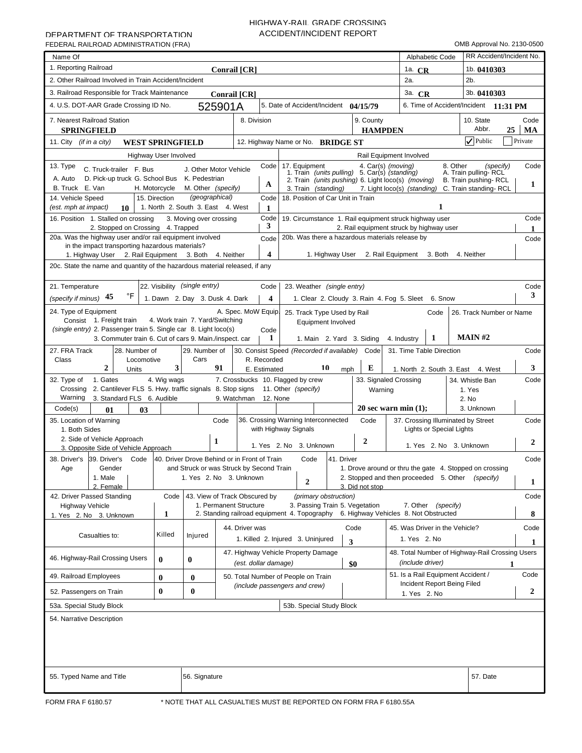DEPARTMENT OF TRANSPORTATION
FEDERAL RAILROAD ADMINISTRATION (FRA)

# HIGHWAY-RAIL GRADE CROSSING ACCIDENT/INCIDENT REPORT

OMB Approval No. 2130-0500

| Name Of | | Alphabetic Code | RR Accident/Incident No. |
|---|---|---|---|
| 1. Reporting Railroad | Conrail [CR] | 1a. CR | 1b. 0410303 |
| 2. Other Railroad Involved in Train Accident/Incident | | 2a. | 2b. |
| 3. Railroad Responsible for Track Maintenance | Conrail [CR] | 3a. CR | 3b. 0410303 |

4. U.S. DOT-AAR Grade Crossing ID No. **525901A**
5. Date of Accident/Incident **04/15/79**
6. Time of Accident/Incident **11:31 PM**

7. Nearest Railroad Station **SPRINGFIELD**
8. Division
9. County **HAMPDEN**
10. State Abbr. **MA** Code **25**

11. City (if in a city) **WEST SPRINGFIELD**
12. Highway Name or No. **BRIDGE ST**
☑ Public ☐ Private

## Highway User Involved

13. Type: A. Auto B. Truck C. Truck-trailer D. Pick-up truck E. Van F. Bus G. School Bus H. Motorcycle J. Other Motor Vehicle K. Pedestrian M. Other (specify) — Code: **A**

14. Vehicle Speed (est. mph at impact): **10**

15. Direction (geographical): 1. North 2. South 3. East 4. West — Code: **1**

16. Position: 1. Stalled on crossing 2. Stopped on Crossing 3. Moving over crossing 4. Trapped — Code: **3**

20a. Was the highway user and/or rail equipment involved in the impact transporting hazardous materials? 1. Highway User 2. Rail Equipment 3. Both 4. Neither — Code: **4**

## Rail Equipment Involved

17. Equipment: 1. Train (units pulling) 2. Train (units pushing) 3. Train (standing) 4. Car(s) (moving) 5. Car(s) (standing) 6. Light loco(s) (moving) 7. Light loco(s) (standing) 8. Other (specify) A. Train pulling- RCL B. Train pushing- RCL C. Train standing- RCL — Code: **1**

18. Position of Car Unit in Train: **1**

19. Circumstance: 1. Rail equipment struck highway user 2. Rail equipment struck by highway user — Code: **1**

20b. Was there a hazardous materials release by: 1. Highway User 2. Rail Equipment 3. Both 4. Neither — Code:

20c. State the name and quantity of the hazardous material released, if any

21. Temperature (specify if minus): **45** °F

22. Visibility (single entry): 1. Dawn 2. Day 3. Dusk 4. Dark — Code: **4**

23. Weather (single entry): 1. Clear 2. Cloudy 3. Rain 4. Fog 5. Sleet 6. Snow — Code: **3**

24. Type of Equipment Consist (single entry): 1. Freight train 2. Passenger train 3. Commuter train 4. Work train 5. Single car 6. Cut of cars 7. Yard/Switching 8. Light loco(s) 9. Main./inspect. car A. Spec. MoW Equip. — Code: **1**

25. Track Type Used by Rail Equipment Involved: 1. Main 2. Yard 3. Siding 4. Industry — Code: **1**

26. Track Number or Name: **MAIN #2**

27. FRA Track Class: **2**

28. Number of Locomotive Units: **3**

29. Number of Cars: **91**

30. Consist Speed (Recorded if available) R. Recorded E. Estimated: **10** mph — Code: **E**

31. Time Table Direction: 1. North 2. South 3. East 4. West — Code: **3**

32. Type of Crossing Warning: 1. Gates 2. Cantilever FLS 3. Standard FLS 4. Wig wags 5. Hwy. traffic signals 6. Audible 7. Crossbucks 8. Stop signs 9. Watchman 10. Flagged by crew 11. Other (specify) 12. None — Code(s): **01**, **03**

33. Signaled Crossing Warning: **20 sec warn min (1);**

34. Whistle Ban: 1. Yes 2. No 3. Unknown — Code:

35. Location of Warning: 1. Both Sides 2. Side of Vehicle Approach 3. Opposite Side of Vehicle Approach — Code: **1**

36. Crossing Warning Interconnected with Highway Signals: 1. Yes 2. No 3. Unknown — Code: **2**

37. Crossing Illuminated by Street Lights or Special Lights: 1. Yes 2. No 3. Unknown — Code: **2**

38. Driver's Age:

39. Driver's Gender: 1. Male 2. Female — Code:

40. Driver Drove Behind or in Front of Train and Struck or was Struck by Second Train: 1. Yes 2. No 3. Unknown — Code: **2**

41. Driver: 1. Drove around or thru the gate 2. Stopped and then proceeded 3. Did not stop 4. Stopped on crossing 5. Other (specify) — Code: **1**

42. Driver Passed Standing Highway Vehicle: 1. Yes 2. No 3. Unknown — Code: **1**

43. View of Track Obscured by (primary obstruction): 1. Permanent Structure 2. Standing railroad equipment 3. Passing Train 4. Topography 5. Vegetation 6. Highway Vehicles 7. Other (specify) 8. Not Obstructed — Code: **8**

| Casualties to: | Killed | Injured |
|---|---|---|
| 46. Highway-Rail Crossing Users | 0 | 0 |
| 49. Railroad Employees | 0 | 0 |
| 52. Passengers on Train | 0 | 0 |

44. Driver was: 1. Killed 2. Injured 3. Uninjured — Code: **3**

45. Was Driver in the Vehicle? 1. Yes 2. No — Code: **1**

47. Highway Vehicle Property Damage (est. dollar damage): **$0**

48. Total Number of Highway-Rail Crossing Users (include driver): **1**

50. Total Number of People on Train (include passengers and crew):

51. Is a Rail Equipment Accident / Incident Report Being Filed: 1. Yes 2. No — Code: **2**

53a. Special Study Block

53b. Special Study Block

54. Narrative Description

55. Typed Name and Title

56. Signature

57. Date

FORM FRA F 6180.57 * NOTE THAT ALL CASUALTIES MUST BE REPORTED ON FORM FRA F 6180.55A